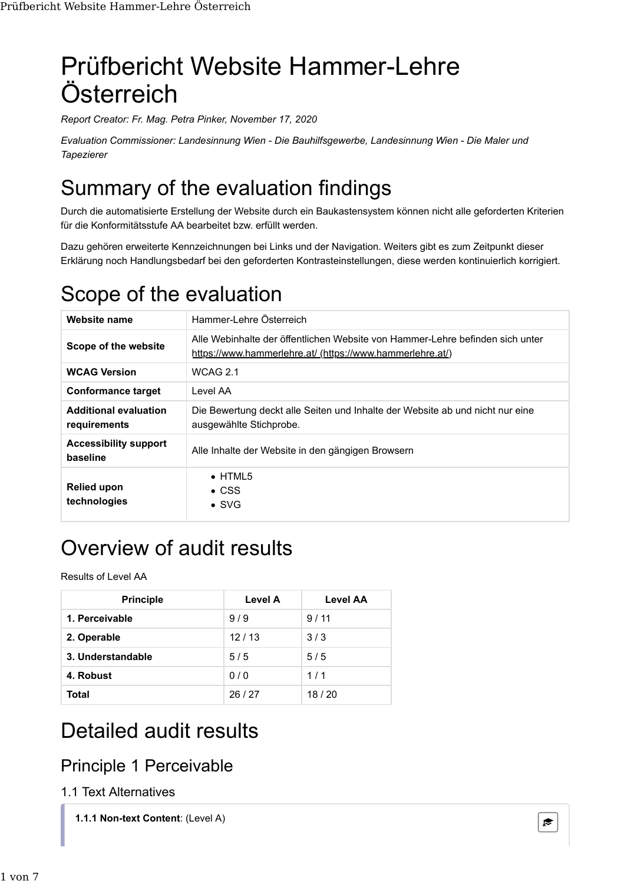# Prüfbericht Website Hammer-Lehre Österreich

*Report Creator: Fr. Mag. Petra Pinker, November 17, 2020*

*Evaluation Commissioner: Landesinnung Wien - Die Bauhilfsgewerbe, Landesinnung Wien - Die Maler und Tapezierer*

## Summary of the evaluation findings

Durch die automatisierte Erstellung der Website durch ein Baukastensystem können nicht alle geforderten Kriterien für die Konformitätsstufe AA bearbeitet bzw. erfüllt werden.

Dazu gehören erweiterte Kennzeichnungen bei Links und der Navigation. Weiters gibt es zum Zeitpunkt dieser Erklärung noch Handlungsbedarf bei den geforderten Kontrasteinstellungen, diese werden kontinuierlich korrigiert.

## Scope of the evaluation

| | |
|---|---|
| **Website name** | Hammer-Lehre Österreich |
| **Scope of the website** | Alle Webinhalte der öffentlichen Website von Hammer-Lehre befinden sich unter https://www.hammerlehre.at/ (https://www.hammerlehre.at/) |
| **WCAG Version** | WCAG 2.1 |
| **Conformance target** | Level AA |
| **Additional evaluation requirements** | Die Bewertung deckt alle Seiten und Inhalte der Website ab und nicht nur eine ausgewählte Stichprobe. |
| **Accessibility support baseline** | Alle Inhalte der Website in den gängigen Browsern |
| **Relied upon technologies** | • HTML5<br>• CSS<br>• SVG |

## Overview of audit results

Results of Level AA

| Principle | Level A | Level AA |
|---|---|---|
| **1. Perceivable** | 9 / 9 | 9 / 11 |
| **2. Operable** | 12 / 13 | 3 / 3 |
| **3. Understandable** | 5 / 5 | 5 / 5 |
| **4. Robust** | 0 / 0 | 1 / 1 |
| **Total** | 26 / 27 | 18 / 20 |

## Detailed audit results

### Principle 1 Perceivable

#### 1.1 Text Alternatives

**1.1.1 Non-text Content**: (Level A)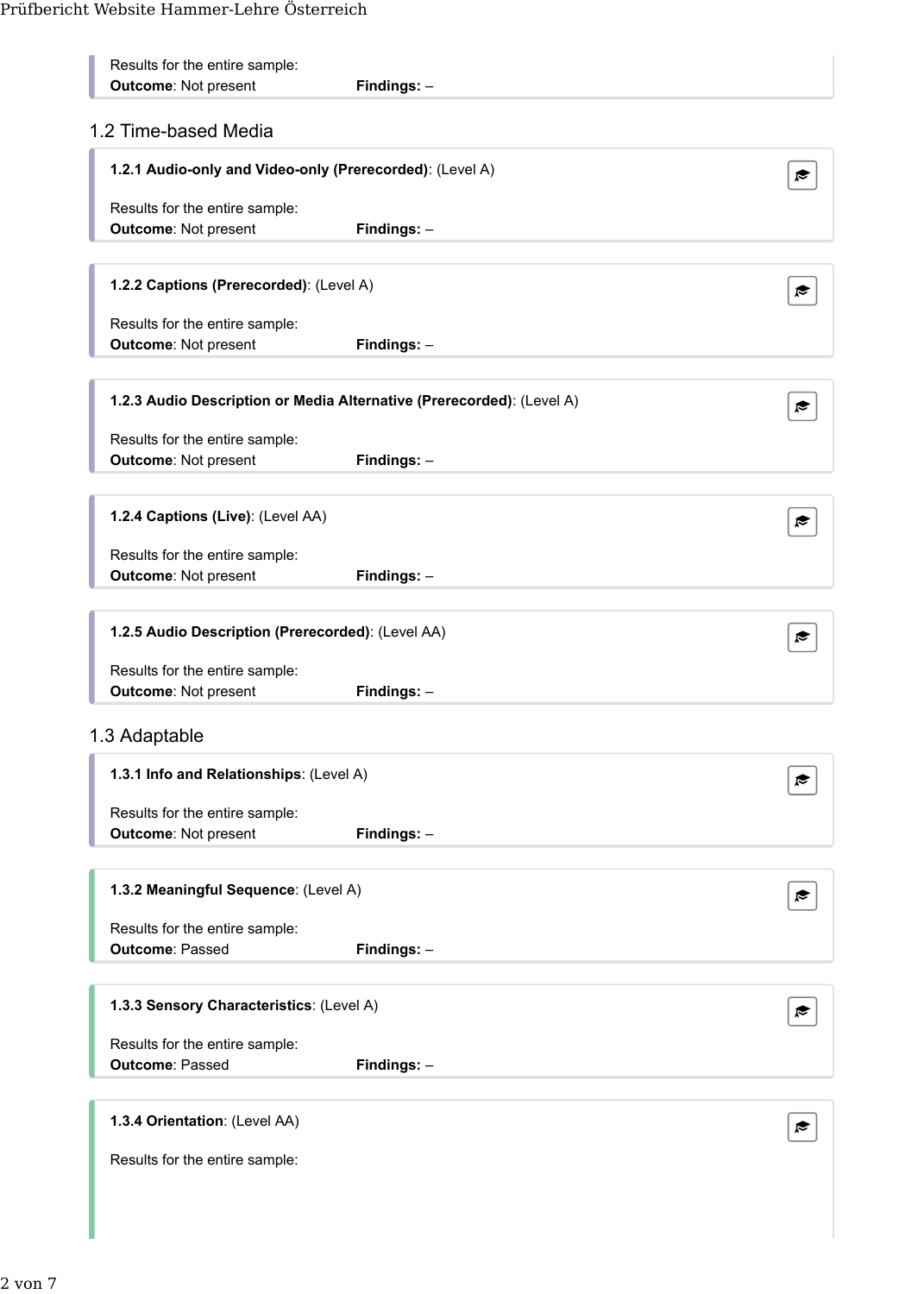Results for the entire sample:
**Outcome**: Not present **Findings:** –

## 1.2 Time-based Media

**1.2.1 Audio-only and Video-only (Prerecorded)**: (Level A)

Results for the entire sample:
**Outcome**: Not present **Findings:** –

**1.2.2 Captions (Prerecorded)**: (Level A)

Results for the entire sample:
**Outcome**: Not present **Findings:** –

**1.2.3 Audio Description or Media Alternative (Prerecorded)**: (Level A)

Results for the entire sample:
**Outcome**: Not present **Findings:** –

**1.2.4 Captions (Live)**: (Level AA)

Results for the entire sample:
**Outcome**: Not present **Findings:** –

**1.2.5 Audio Description (Prerecorded)**: (Level AA)

Results for the entire sample:
**Outcome**: Not present **Findings:** –

## 1.3 Adaptable

**1.3.1 Info and Relationships**: (Level A)

Results for the entire sample:
**Outcome**: Not present **Findings:** –

**1.3.2 Meaningful Sequence**: (Level A)

Results for the entire sample:
**Outcome**: Passed **Findings:** –

**1.3.3 Sensory Characteristics**: (Level A)

Results for the entire sample:
**Outcome**: Passed **Findings:** –

**1.3.4 Orientation**: (Level AA)

Results for the entire sample: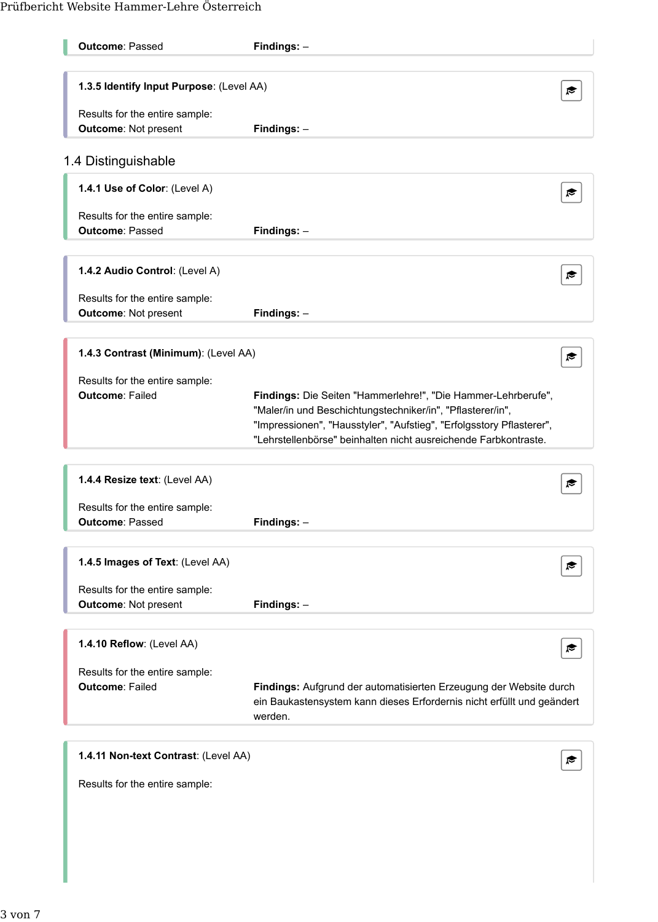**Outcome**: Passed **Findings:** –

**1.3.5 Identify Input Purpose**: (Level AA)

Results for the entire sample:
**Outcome**: Not present **Findings:** –

## 1.4 Distinguishable

**1.4.1 Use of Color**: (Level A)

Results for the entire sample:
**Outcome**: Passed **Findings:** –

**1.4.2 Audio Control**: (Level A)

Results for the entire sample:
**Outcome**: Not present **Findings:** –

**1.4.3 Contrast (Minimum)**: (Level AA)

Results for the entire sample:
**Outcome**: Failed **Findings:** Die Seiten "Hammerlehre!", "Die Hammer-Lehrberufe", "Maler/in und Beschichtungstechniker/in", "Pflasterer/in", "Impressionen", "Hausstyler", "Aufstieg", "Erfolgsstory Pflasterer", "Lehrstellenbörse" beinhalten nicht ausreichende Farbkontraste.

**1.4.4 Resize text**: (Level AA)

Results for the entire sample:
**Outcome**: Passed **Findings:** –

**1.4.5 Images of Text**: (Level AA)

Results for the entire sample:
**Outcome**: Not present **Findings:** –

**1.4.10 Reflow**: (Level AA)

Results for the entire sample:
**Outcome**: Failed **Findings:** Aufgrund der automatisierten Erzeugung der Website durch ein Baukastensystem kann dieses Erfordernis nicht erfüllt und geändert werden.

**1.4.11 Non-text Contrast**: (Level AA)

Results for the entire sample: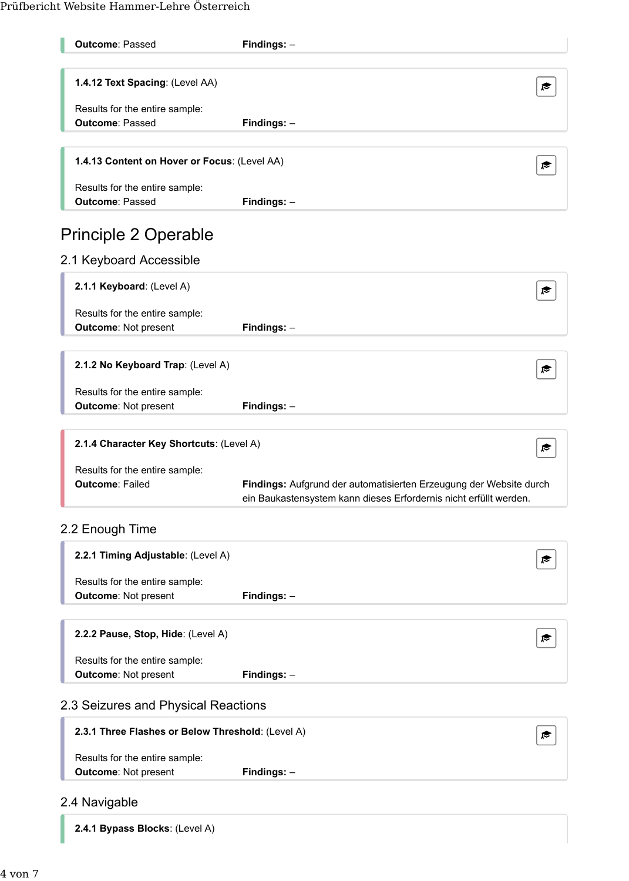**Outcome**: Passed **Findings:** –

**1.4.12 Text Spacing**: (Level AA)

Results for the entire sample:
**Outcome**: Passed **Findings:** –

**1.4.13 Content on Hover or Focus**: (Level AA)

Results for the entire sample:
**Outcome**: Passed **Findings:** –

# Principle 2 Operable

## 2.1 Keyboard Accessible

**2.1.1 Keyboard**: (Level A)

Results for the entire sample:
**Outcome**: Not present **Findings:** –

**2.1.2 No Keyboard Trap**: (Level A)

Results for the entire sample:
**Outcome**: Not present **Findings:** –

**2.1.4 Character Key Shortcuts**: (Level A)

Results for the entire sample:
**Outcome**: Failed **Findings:** Aufgrund der automatisierten Erzeugung der Website durch ein Baukastensystem kann dieses Erfordernis nicht erfüllt werden.

## 2.2 Enough Time

**2.2.1 Timing Adjustable**: (Level A)

Results for the entire sample:
**Outcome**: Not present **Findings:** –

**2.2.2 Pause, Stop, Hide**: (Level A)

Results for the entire sample:
**Outcome**: Not present **Findings:** –

## 2.3 Seizures and Physical Reactions

**2.3.1 Three Flashes or Below Threshold**: (Level A)

Results for the entire sample:
**Outcome**: Not present **Findings:** –

## 2.4 Navigable

**2.4.1 Bypass Blocks**: (Level A)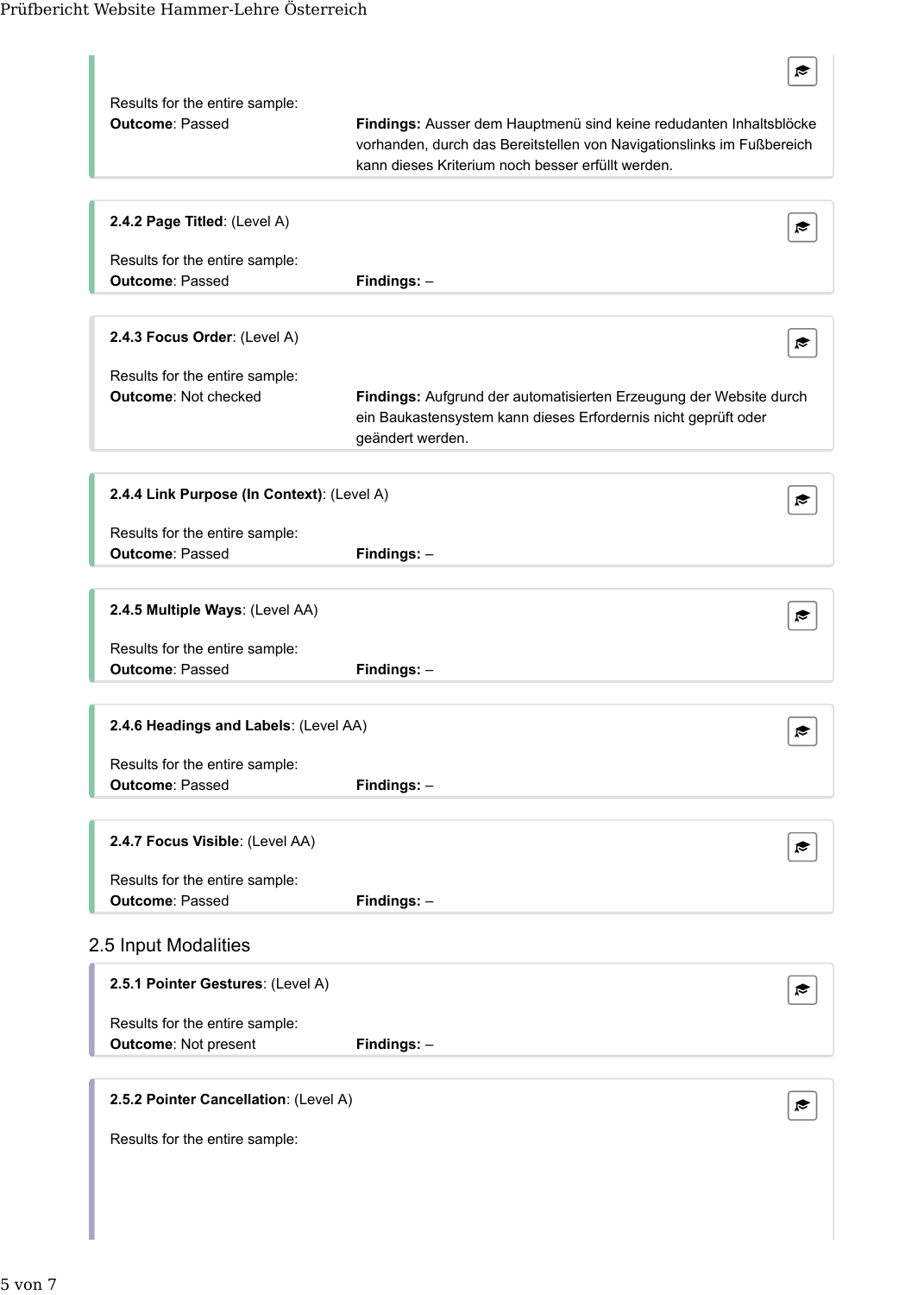Results for the entire sample:

**Outcome**: Passed

**Findings:** Ausser dem Hauptmenü sind keine redudanten Inhaltsblöcke vorhanden, durch das Bereitstellen von Navigationslinks im Fußbereich kann dieses Kriterium noch besser erfüllt werden.

**2.4.2 Page Titled**: (Level A)

Results for the entire sample:

**Outcome**: Passed

**Findings:** –

**2.4.3 Focus Order**: (Level A)

Results for the entire sample:

**Outcome**: Not checked

**Findings:** Aufgrund der automatisierten Erzeugung der Website durch ein Baukastensystem kann dieses Erfordernis nicht geprüft oder geändert werden.

**2.4.4 Link Purpose (In Context)**: (Level A)

Results for the entire sample:

**Outcome**: Passed

**Findings:** –

**2.4.5 Multiple Ways**: (Level AA)

Results for the entire sample:

**Outcome**: Passed

**Findings:** –

**2.4.6 Headings and Labels**: (Level AA)

Results for the entire sample:

**Outcome**: Passed

**Findings:** –

**2.4.7 Focus Visible**: (Level AA)

Results for the entire sample:

**Outcome**: Passed

**Findings:** –

## 2.5 Input Modalities

**2.5.1 Pointer Gestures**: (Level A)

Results for the entire sample:

**Outcome**: Not present

**Findings:** –

**2.5.2 Pointer Cancellation**: (Level A)

Results for the entire sample: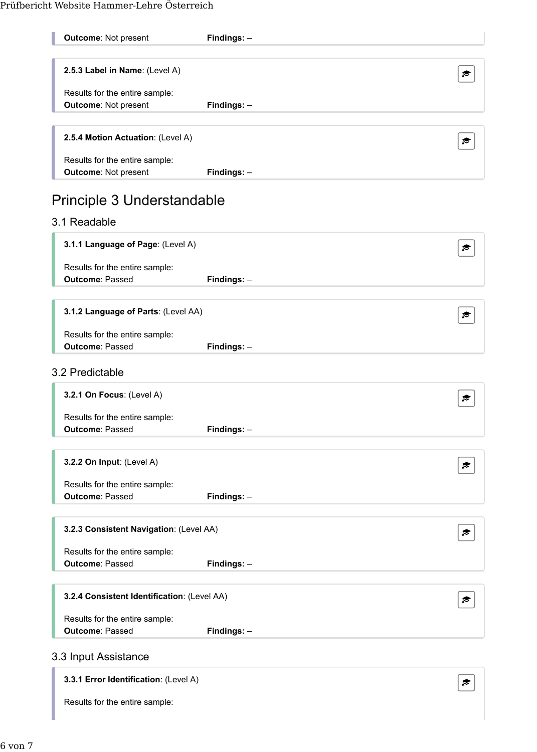**Outcome**: Not present **Findings:** –

**2.5.3 Label in Name**: (Level A)

Results for the entire sample:
**Outcome**: Not present **Findings:** –

**2.5.4 Motion Actuation**: (Level A)

Results for the entire sample:
**Outcome**: Not present **Findings:** –

# Principle 3 Understandable

## 3.1 Readable

**3.1.1 Language of Page**: (Level A)

Results for the entire sample:
**Outcome**: Passed **Findings:** –

**3.1.2 Language of Parts**: (Level AA)

Results for the entire sample:
**Outcome**: Passed **Findings:** –

## 3.2 Predictable

**3.2.1 On Focus**: (Level A)

Results for the entire sample:
**Outcome**: Passed **Findings:** –

**3.2.2 On Input**: (Level A)

Results for the entire sample:
**Outcome**: Passed **Findings:** –

**3.2.3 Consistent Navigation**: (Level AA)

Results for the entire sample:
**Outcome**: Passed **Findings:** –

**3.2.4 Consistent Identification**: (Level AA)

Results for the entire sample:
**Outcome**: Passed **Findings:** –

## 3.3 Input Assistance

**3.3.1 Error Identification**: (Level A)

Results for the entire sample: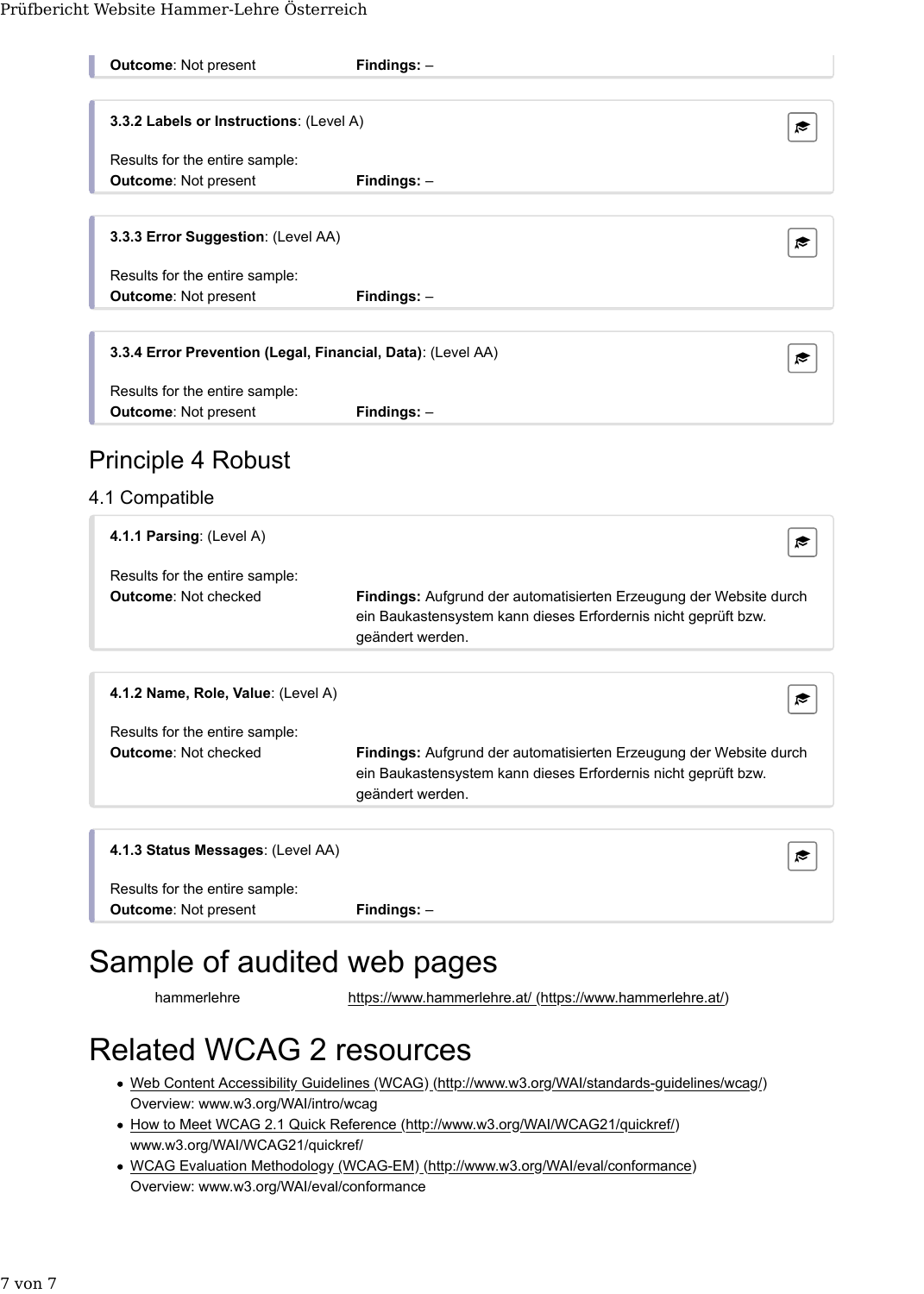**Outcome**: Not present **Findings:** –

**3.3.2 Labels or Instructions**: (Level A)

Results for the entire sample:
**Outcome**: Not present **Findings:** –

**3.3.3 Error Suggestion**: (Level AA)

Results for the entire sample:
**Outcome**: Not present **Findings:** –

**3.3.4 Error Prevention (Legal, Financial, Data)**: (Level AA)

Results for the entire sample:
**Outcome**: Not present **Findings:** –

## Principle 4 Robust

### 4.1 Compatible

**4.1.1 Parsing**: (Level A)

Results for the entire sample:
**Outcome**: Not checked **Findings:** Aufgrund der automatisierten Erzeugung der Website durch ein Baukastensystem kann dieses Erfordernis nicht geprüft bzw. geändert werden.

**4.1.2 Name, Role, Value**: (Level A)

Results for the entire sample:
**Outcome**: Not checked **Findings:** Aufgrund der automatisierten Erzeugung der Website durch ein Baukastensystem kann dieses Erfordernis nicht geprüft bzw. geändert werden.

**4.1.3 Status Messages**: (Level AA)

Results for the entire sample:
**Outcome**: Not present **Findings:** –

# Sample of audited web pages

hammerlehre https://www.hammerlehre.at/ (https://www.hammerlehre.at/)

# Related WCAG 2 resources

- Web Content Accessibility Guidelines (WCAG) (http://www.w3.org/WAI/standards-guidelines/wcag/)
  Overview: www.w3.org/WAI/intro/wcag
- How to Meet WCAG 2.1 Quick Reference (http://www.w3.org/WAI/WCAG21/quickref/)
  www.w3.org/WAI/WCAG21/quickref/
- WCAG Evaluation Methodology (WCAG-EM) (http://www.w3.org/WAI/eval/conformance)
  Overview: www.w3.org/WAI/eval/conformance